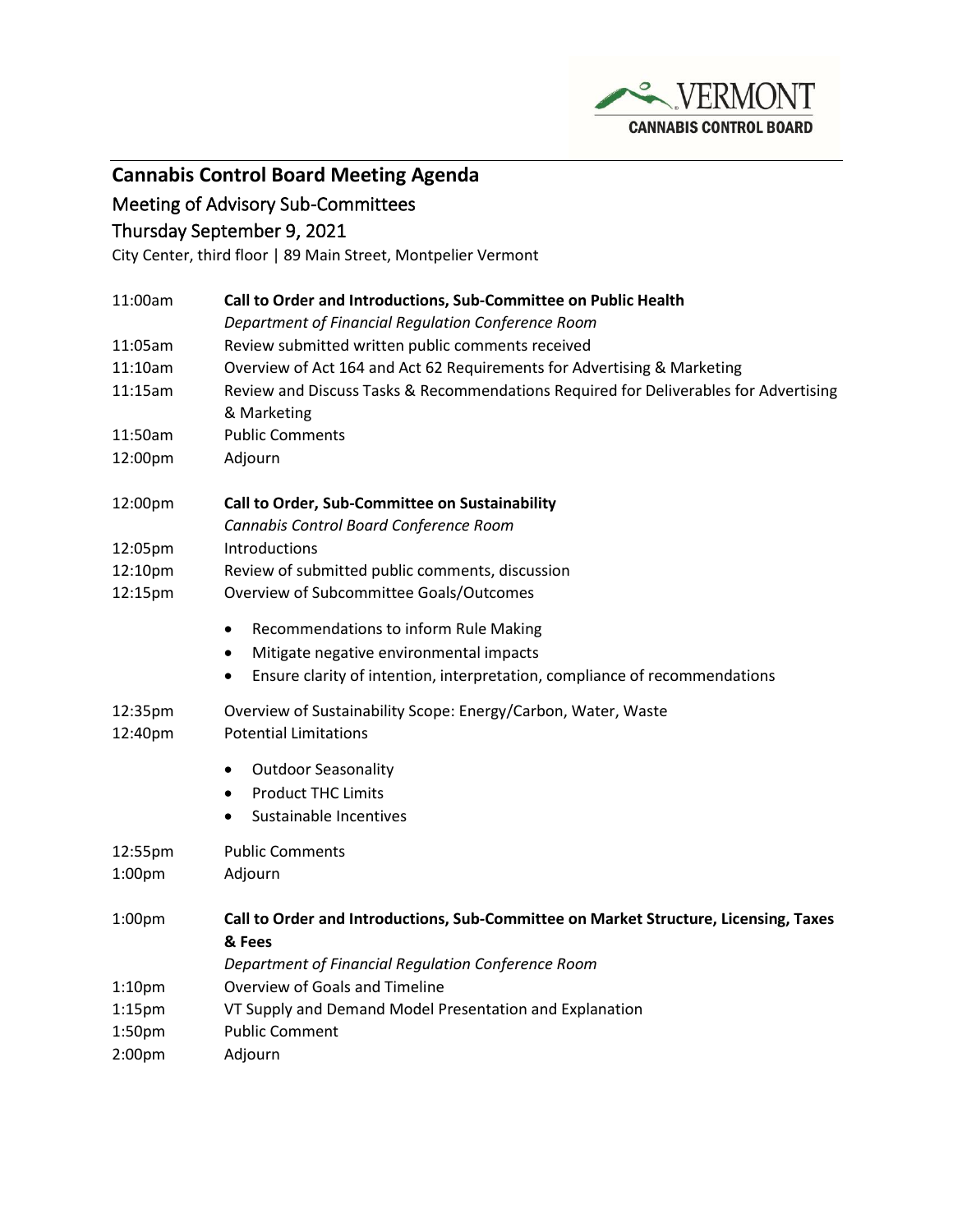# Cannabis Control Board Meeting Agenda

## Meeting of Advisory Sub-Committees

## Thursday September 9, 2021

City Center, third floor | 89 Main Street, Montpelier Vermont

| | |
|---|---|
| 11:00am | **Call to Order and Introductions, Sub-Committee on Public Health** |
| | *Department of Financial Regulation Conference Room* |
| 11:05am | Review submitted written public comments received |
| 11:10am | Overview of Act 164 and Act 62 Requirements for Advertising & Marketing |
| 11:15am | Review and Discuss Tasks & Recommendations Required for Deliverables for Advertising & Marketing |
| 11:50am | Public Comments |
| 12:00pm | Adjourn |

| | |
|---|---|
| 12:00pm | **Call to Order, Sub-Committee on Sustainability** |
| | *Cannabis Control Board Conference Room* |
| 12:05pm | Introductions |
| 12:10pm | Review of submitted public comments, discussion |
| 12:15pm | Overview of Subcommittee Goals/Outcomes |

- Recommendations to inform Rule Making
- Mitigate negative environmental impacts
- Ensure clarity of intention, interpretation, compliance of recommendations

| | |
|---|---|
| 12:35pm | Overview of Sustainability Scope: Energy/Carbon, Water, Waste |
| 12:40pm | Potential Limitations |

- Outdoor Seasonality
- Product THC Limits
- Sustainable Incentives

| | |
|---|---|
| 12:55pm | Public Comments |
| 1:00pm | Adjourn |

| | |
|---|---|
| 1:00pm | **Call to Order and Introductions, Sub-Committee on Market Structure, Licensing, Taxes & Fees** |
| | *Department of Financial Regulation Conference Room* |
| 1:10pm | Overview of Goals and Timeline |
| 1:15pm | VT Supply and Demand Model Presentation and Explanation |
| 1:50pm | Public Comment |
| 2:00pm | Adjourn |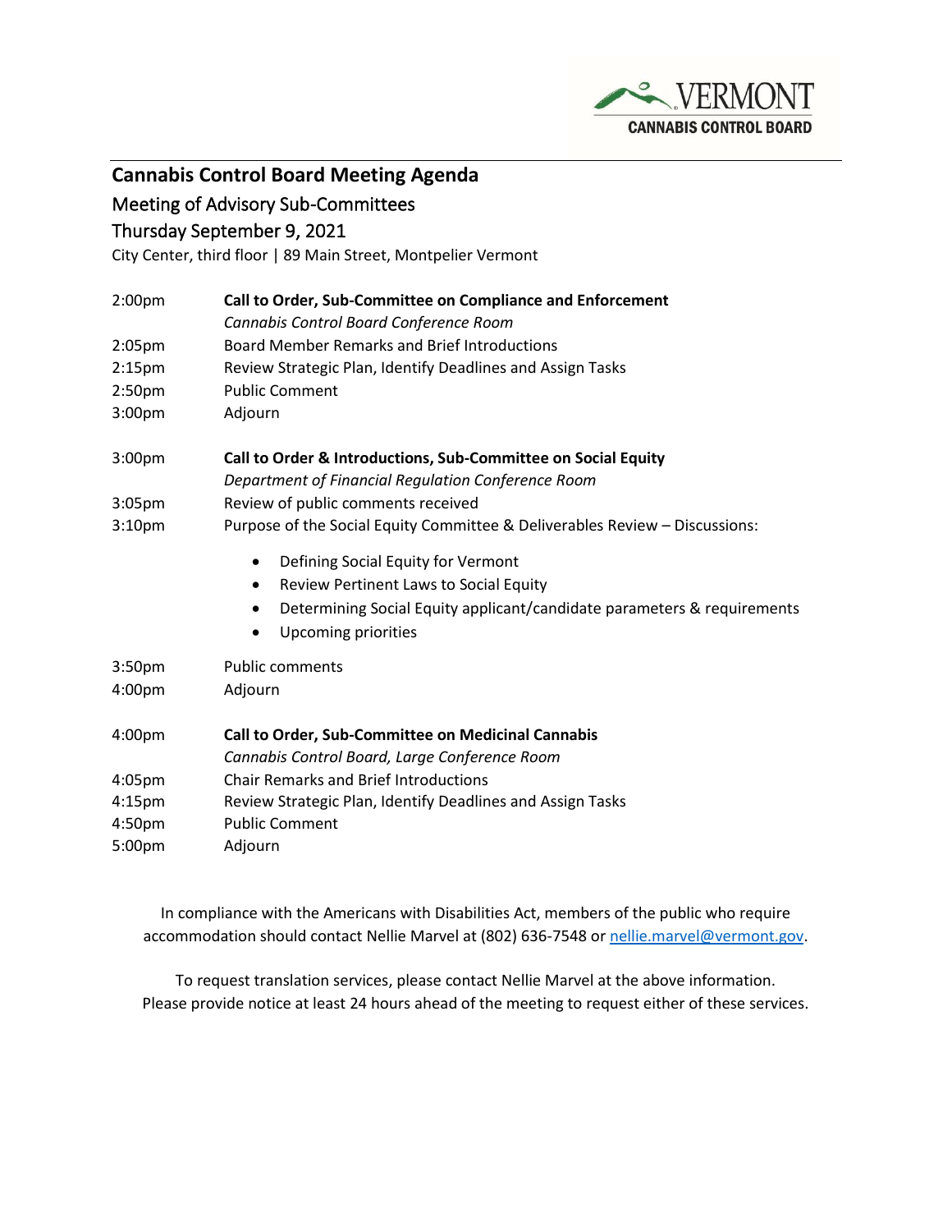VERMONT
CANNABIS CONTROL BOARD

## Cannabis Control Board Meeting Agenda

### Meeting of Advisory Sub-Committees

### Thursday September 9, 2021

City Center, third floor | 89 Main Street, Montpelier Vermont

| | |
|---|---|
| 2:00pm | **Call to Order, Sub-Committee on Compliance and Enforcement** |
| | *Cannabis Control Board Conference Room* |
| 2:05pm | Board Member Remarks and Brief Introductions |
| 2:15pm | Review Strategic Plan, Identify Deadlines and Assign Tasks |
| 2:50pm | Public Comment |
| 3:00pm | Adjourn |
| 3:00pm | **Call to Order & Introductions, Sub-Committee on Social Equity** |
| | *Department of Financial Regulation Conference Room* |
| 3:05pm | Review of public comments received |
| 3:10pm | Purpose of the Social Equity Committee & Deliverables Review – Discussions: |

- Defining Social Equity for Vermont
- Review Pertinent Laws to Social Equity
- Determining Social Equity applicant/candidate parameters & requirements
- Upcoming priorities

| | |
|---|---|
| 3:50pm | Public comments |
| 4:00pm | Adjourn |
| 4:00pm | **Call to Order, Sub-Committee on Medicinal Cannabis** |
| | *Cannabis Control Board, Large Conference Room* |
| 4:05pm | Chair Remarks and Brief Introductions |
| 4:15pm | Review Strategic Plan, Identify Deadlines and Assign Tasks |
| 4:50pm | Public Comment |
| 5:00pm | Adjourn |

In compliance with the Americans with Disabilities Act, members of the public who require accommodation should contact Nellie Marvel at (802) 636-7548 or nellie.marvel@vermont.gov.

To request translation services, please contact Nellie Marvel at the above information. Please provide notice at least 24 hours ahead of the meeting to request either of these services.